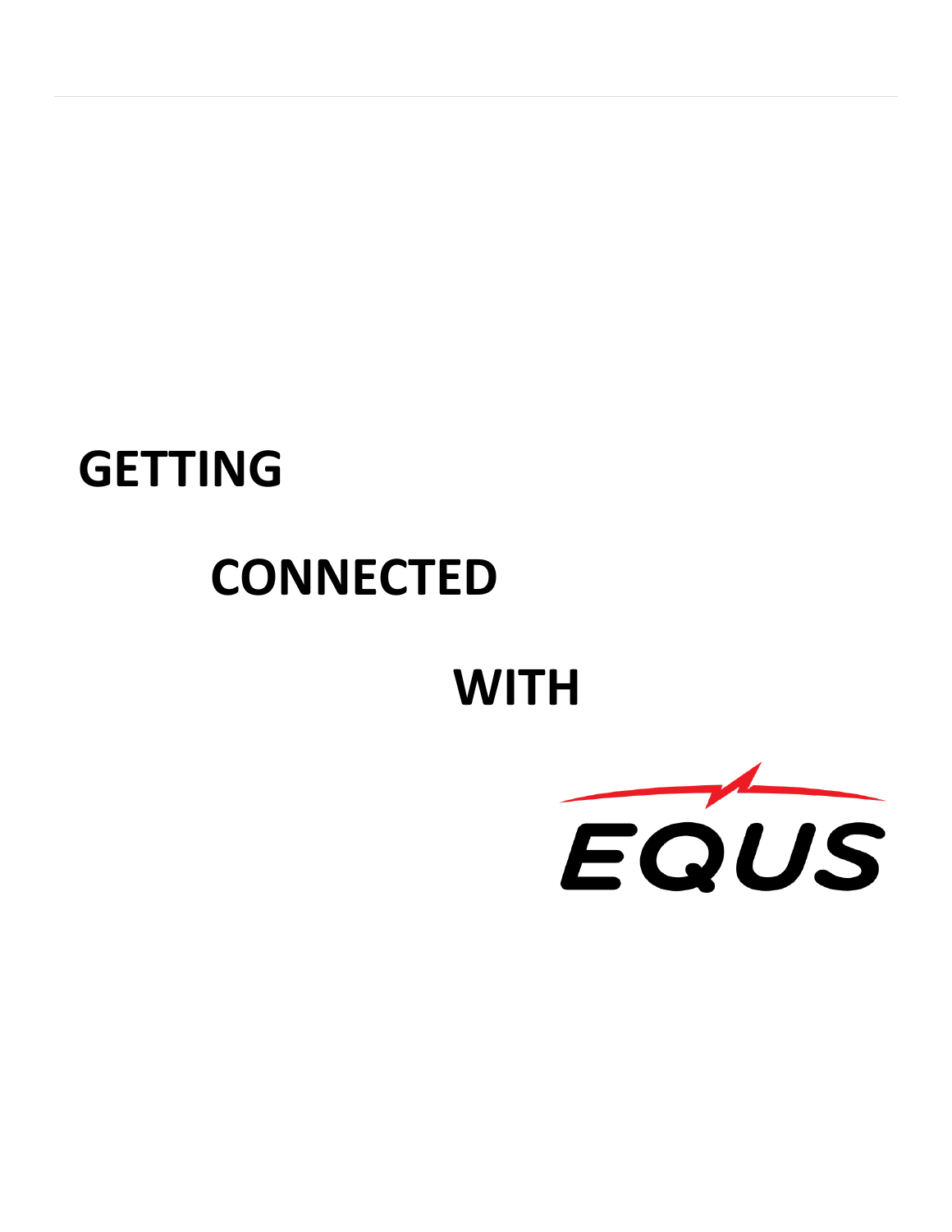# GETTING

# CONNECTED

# WITH

# EQUS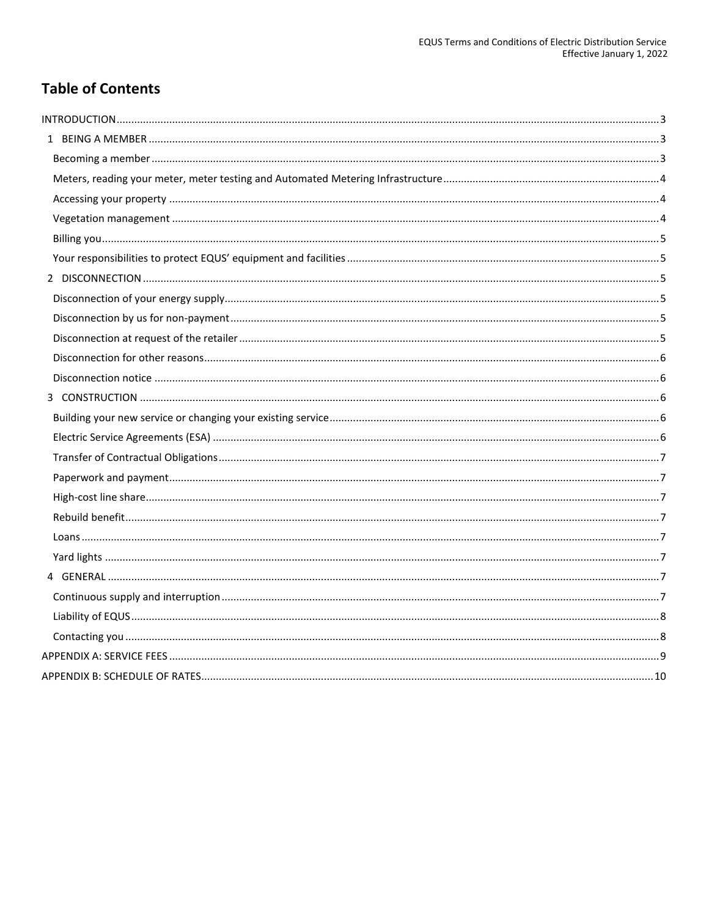# Table of Contents

- INTRODUCTION ..... 3
  - 1 BEING A MEMBER ..... 3
    - Becoming a member ..... 3
    - Meters, reading your meter, meter testing and Automated Metering Infrastructure ..... 4
    - Accessing your property ..... 4
    - Vegetation management ..... 4
    - Billing you ..... 5
    - Your responsibilities to protect EQUS' equipment and facilities ..... 5
  - 2 DISCONNECTION ..... 5
    - Disconnection of your energy supply ..... 5
    - Disconnection by us for non-payment ..... 5
    - Disconnection at request of the retailer ..... 5
    - Disconnection for other reasons ..... 6
    - Disconnection notice ..... 6
  - 3 CONSTRUCTION ..... 6
    - Building your new service or changing your existing service ..... 6
    - Electric Service Agreements (ESA) ..... 6
    - Transfer of Contractual Obligations ..... 7
    - Paperwork and payment ..... 7
    - High-cost line share ..... 7
    - Rebuild benefit ..... 7
    - Loans ..... 7
    - Yard lights ..... 7
  - 4 GENERAL ..... 7
    - Continuous supply and interruption ..... 7
    - Liability of EQUS ..... 8
    - Contacting you ..... 8
- APPENDIX A: SERVICE FEES ..... 9
- APPENDIX B: SCHEDULE OF RATES ..... 10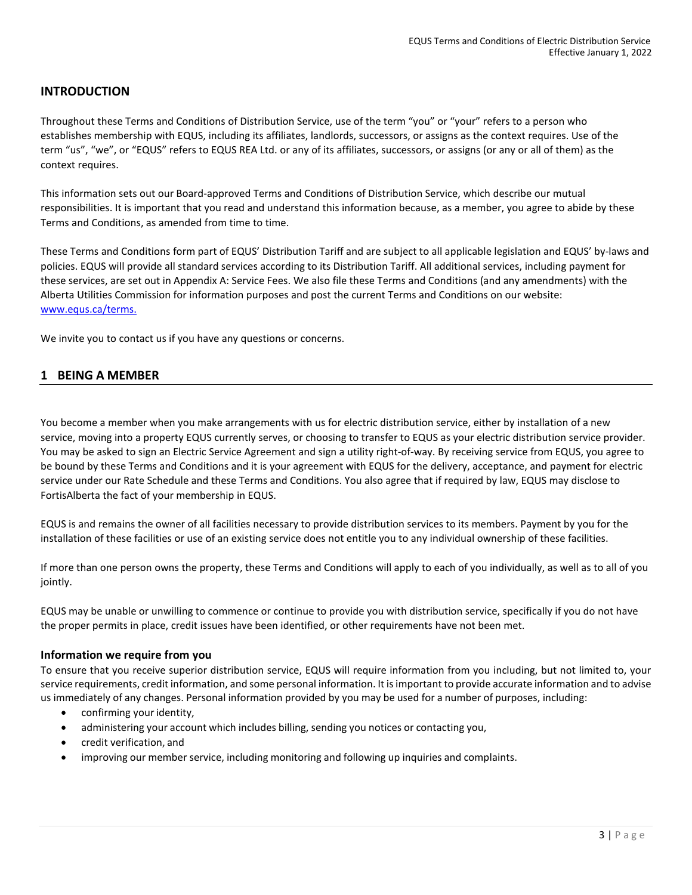## INTRODUCTION

Throughout these Terms and Conditions of Distribution Service, use of the term "you" or "your" refers to a person who establishes membership with EQUS, including its affiliates, landlords, successors, or assigns as the context requires. Use of the term "us", "we", or "EQUS" refers to EQUS REA Ltd. or any of its affiliates, successors, or assigns (or any or all of them) as the context requires.

This information sets out our Board-approved Terms and Conditions of Distribution Service, which describe our mutual responsibilities. It is important that you read and understand this information because, as a member, you agree to abide by these Terms and Conditions, as amended from time to time.

These Terms and Conditions form part of EQUS' Distribution Tariff and are subject to all applicable legislation and EQUS' by-laws and policies. EQUS will provide all standard services according to its Distribution Tariff. All additional services, including payment for these services, are set out in Appendix A: Service Fees. We also file these Terms and Conditions (and any amendments) with the Alberta Utilities Commission for information purposes and post the current Terms and Conditions on our website: [www.equs.ca/terms.](www.equs.ca/terms)

We invite you to contact us if you have any questions or concerns.

## 1 BEING A MEMBER

You become a member when you make arrangements with us for electric distribution service, either by installation of a new service, moving into a property EQUS currently serves, or choosing to transfer to EQUS as your electric distribution service provider. You may be asked to sign an Electric Service Agreement and sign a utility right-of-way. By receiving service from EQUS, you agree to be bound by these Terms and Conditions and it is your agreement with EQUS for the delivery, acceptance, and payment for electric service under our Rate Schedule and these Terms and Conditions. You also agree that if required by law, EQUS may disclose to FortisAlberta the fact of your membership in EQUS.

EQUS is and remains the owner of all facilities necessary to provide distribution services to its members. Payment by you for the installation of these facilities or use of an existing service does not entitle you to any individual ownership of these facilities.

If more than one person owns the property, these Terms and Conditions will apply to each of you individually, as well as to all of you jointly.

EQUS may be unable or unwilling to commence or continue to provide you with distribution service, specifically if you do not have the proper permits in place, credit issues have been identified, or other requirements have not been met.

### Information we require from you

To ensure that you receive superior distribution service, EQUS will require information from you including, but not limited to, your service requirements, credit information, and some personal information. It is important to provide accurate information and to advise us immediately of any changes. Personal information provided by you may be used for a number of purposes, including:

- confirming your identity,
- administering your account which includes billing, sending you notices or contacting you,
- credit verification, and
- improving our member service, including monitoring and following up inquiries and complaints.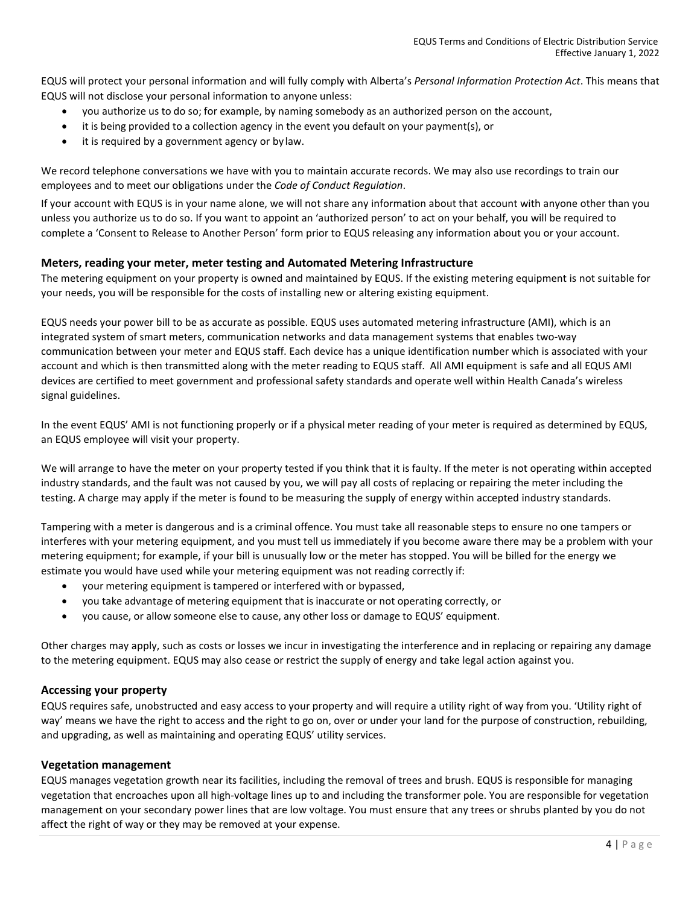EQUS will protect your personal information and will fully comply with Alberta's *Personal Information Protection Act*. This means that EQUS will not disclose your personal information to anyone unless:

- you authorize us to do so; for example, by naming somebody as an authorized person on the account,
- it is being provided to a collection agency in the event you default on your payment(s), or
- it is required by a government agency or by law.

We record telephone conversations we have with you to maintain accurate records. We may also use recordings to train our employees and to meet our obligations under the *Code of Conduct Regulation*.

If your account with EQUS is in your name alone, we will not share any information about that account with anyone other than you unless you authorize us to do so. If you want to appoint an 'authorized person' to act on your behalf, you will be required to complete a 'Consent to Release to Another Person' form prior to EQUS releasing any information about you or your account.

### Meters, reading your meter, meter testing and Automated Metering Infrastructure

The metering equipment on your property is owned and maintained by EQUS. If the existing metering equipment is not suitable for your needs, you will be responsible for the costs of installing new or altering existing equipment.

EQUS needs your power bill to be as accurate as possible. EQUS uses automated metering infrastructure (AMI), which is an integrated system of smart meters, communication networks and data management systems that enables two-way communication between your meter and EQUS staff. Each device has a unique identification number which is associated with your account and which is then transmitted along with the meter reading to EQUS staff. All AMI equipment is safe and all EQUS AMI devices are certified to meet government and professional safety standards and operate well within Health Canada's wireless signal guidelines.

In the event EQUS' AMI is not functioning properly or if a physical meter reading of your meter is required as determined by EQUS, an EQUS employee will visit your property.

We will arrange to have the meter on your property tested if you think that it is faulty. If the meter is not operating within accepted industry standards, and the fault was not caused by you, we will pay all costs of replacing or repairing the meter including the testing. A charge may apply if the meter is found to be measuring the supply of energy within accepted industry standards.

Tampering with a meter is dangerous and is a criminal offence. You must take all reasonable steps to ensure no one tampers or interferes with your metering equipment, and you must tell us immediately if you become aware there may be a problem with your metering equipment; for example, if your bill is unusually low or the meter has stopped. You will be billed for the energy we estimate you would have used while your metering equipment was not reading correctly if:

- your metering equipment is tampered or interfered with or bypassed,
- you take advantage of metering equipment that is inaccurate or not operating correctly, or
- you cause, or allow someone else to cause, any other loss or damage to EQUS' equipment.

Other charges may apply, such as costs or losses we incur in investigating the interference and in replacing or repairing any damage to the metering equipment. EQUS may also cease or restrict the supply of energy and take legal action against you.

### Accessing your property

EQUS requires safe, unobstructed and easy access to your property and will require a utility right of way from you. 'Utility right of way' means we have the right to access and the right to go on, over or under your land for the purpose of construction, rebuilding, and upgrading, as well as maintaining and operating EQUS' utility services.

### Vegetation management

EQUS manages vegetation growth near its facilities, including the removal of trees and brush. EQUS is responsible for managing vegetation that encroaches upon all high-voltage lines up to and including the transformer pole. You are responsible for vegetation management on your secondary power lines that are low voltage. You must ensure that any trees or shrubs planted by you do not affect the right of way or they may be removed at your expense.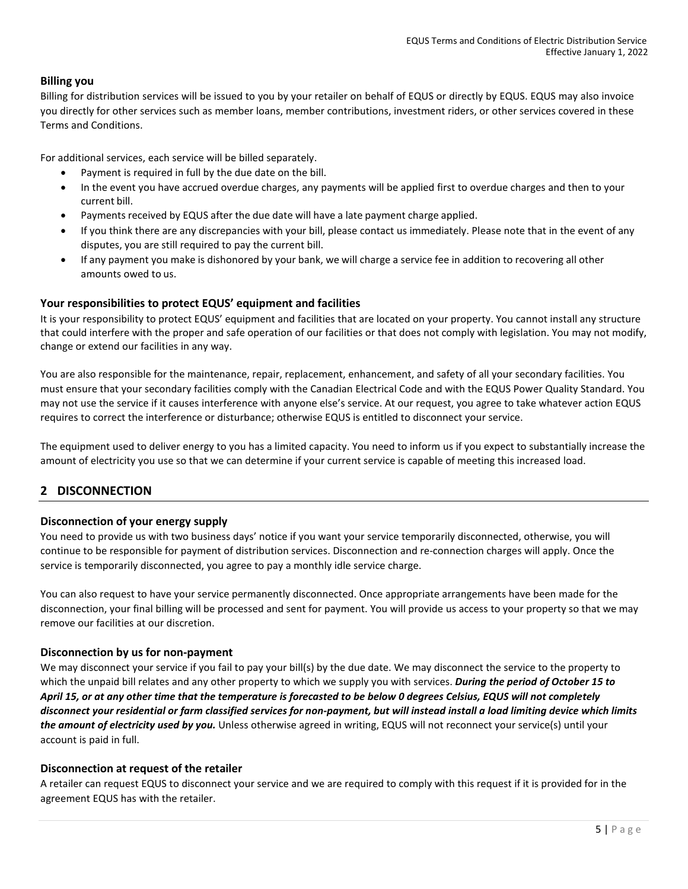### Billing you

Billing for distribution services will be issued to you by your retailer on behalf of EQUS or directly by EQUS. EQUS may also invoice you directly for other services such as member loans, member contributions, investment riders, or other services covered in these Terms and Conditions.

For additional services, each service will be billed separately.

- Payment is required in full by the due date on the bill.
- In the event you have accrued overdue charges, any payments will be applied first to overdue charges and then to your current bill.
- Payments received by EQUS after the due date will have a late payment charge applied.
- If you think there are any discrepancies with your bill, please contact us immediately. Please note that in the event of any disputes, you are still required to pay the current bill.
- If any payment you make is dishonored by your bank, we will charge a service fee in addition to recovering all other amounts owed to us.

### Your responsibilities to protect EQUS' equipment and facilities

It is your responsibility to protect EQUS' equipment and facilities that are located on your property. You cannot install any structure that could interfere with the proper and safe operation of our facilities or that does not comply with legislation. You may not modify, change or extend our facilities in any way.

You are also responsible for the maintenance, repair, replacement, enhancement, and safety of all your secondary facilities. You must ensure that your secondary facilities comply with the Canadian Electrical Code and with the EQUS Power Quality Standard. You may not use the service if it causes interference with anyone else's service. At our request, you agree to take whatever action EQUS requires to correct the interference or disturbance; otherwise EQUS is entitled to disconnect your service.

The equipment used to deliver energy to you has a limited capacity. You need to inform us if you expect to substantially increase the amount of electricity you use so that we can determine if your current service is capable of meeting this increased load.

## 2 DISCONNECTION

### Disconnection of your energy supply

You need to provide us with two business days' notice if you want your service temporarily disconnected, otherwise, you will continue to be responsible for payment of distribution services. Disconnection and re-connection charges will apply. Once the service is temporarily disconnected, you agree to pay a monthly idle service charge.

You can also request to have your service permanently disconnected. Once appropriate arrangements have been made for the disconnection, your final billing will be processed and sent for payment. You will provide us access to your property so that we may remove our facilities at our discretion.

### Disconnection by us for non-payment

We may disconnect your service if you fail to pay your bill(s) by the due date. We may disconnect the service to the property to which the unpaid bill relates and any other property to which we supply you with services. ***During the period of October 15 to April 15, or at any other time that the temperature is forecasted to be below 0 degrees Celsius, EQUS will not completely disconnect your residential or farm classified services for non-payment, but will instead install a load limiting device which limits the amount of electricity used by you.*** Unless otherwise agreed in writing, EQUS will not reconnect your service(s) until your account is paid in full.

### Disconnection at request of the retailer

A retailer can request EQUS to disconnect your service and we are required to comply with this request if it is provided for in the agreement EQUS has with the retailer.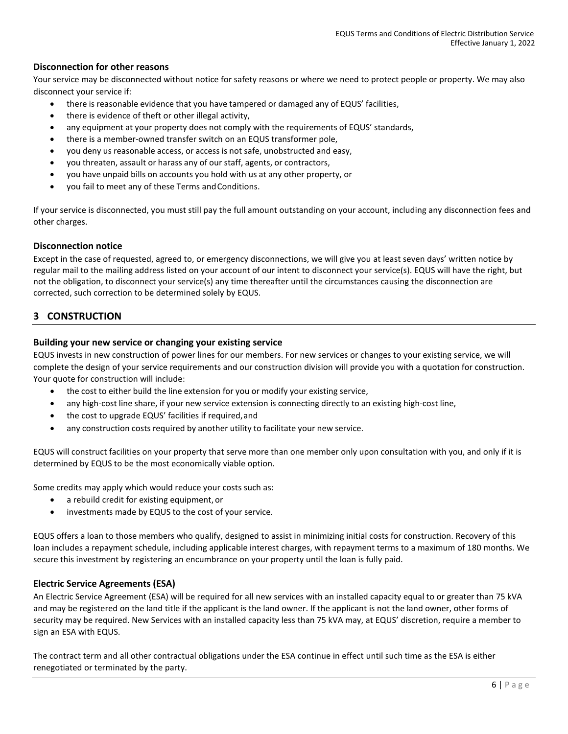### Disconnection for other reasons

Your service may be disconnected without notice for safety reasons or where we need to protect people or property. We may also disconnect your service if:

- there is reasonable evidence that you have tampered or damaged any of EQUS' facilities,
- there is evidence of theft or other illegal activity,
- any equipment at your property does not comply with the requirements of EQUS' standards,
- there is a member-owned transfer switch on an EQUS transformer pole,
- you deny us reasonable access, or access is not safe, unobstructed and easy,
- you threaten, assault or harass any of our staff, agents, or contractors,
- you have unpaid bills on accounts you hold with us at any other property, or
- you fail to meet any of these Terms and Conditions.

If your service is disconnected, you must still pay the full amount outstanding on your account, including any disconnection fees and other charges.

### Disconnection notice

Except in the case of requested, agreed to, or emergency disconnections, we will give you at least seven days' written notice by regular mail to the mailing address listed on your account of our intent to disconnect your service(s). EQUS will have the right, but not the obligation, to disconnect your service(s) any time thereafter until the circumstances causing the disconnection are corrected, such correction to be determined solely by EQUS.

## 3 CONSTRUCTION

### Building your new service or changing your existing service

EQUS invests in new construction of power lines for our members. For new services or changes to your existing service, we will complete the design of your service requirements and our construction division will provide you with a quotation for construction. Your quote for construction will include:

- the cost to either build the line extension for you or modify your existing service,
- any high-cost line share, if your new service extension is connecting directly to an existing high-cost line,
- the cost to upgrade EQUS' facilities if required, and
- any construction costs required by another utility to facilitate your new service.

EQUS will construct facilities on your property that serve more than one member only upon consultation with you, and only if it is determined by EQUS to be the most economically viable option.

Some credits may apply which would reduce your costs such as:

- a rebuild credit for existing equipment, or
- investments made by EQUS to the cost of your service.

EQUS offers a loan to those members who qualify, designed to assist in minimizing initial costs for construction. Recovery of this loan includes a repayment schedule, including applicable interest charges, with repayment terms to a maximum of 180 months. We secure this investment by registering an encumbrance on your property until the loan is fully paid.

### Electric Service Agreements (ESA)

An Electric Service Agreement (ESA) will be required for all new services with an installed capacity equal to or greater than 75 kVA and may be registered on the land title if the applicant is the land owner. If the applicant is not the land owner, other forms of security may be required. New Services with an installed capacity less than 75 kVA may, at EQUS' discretion, require a member to sign an ESA with EQUS.

The contract term and all other contractual obligations under the ESA continue in effect until such time as the ESA is either renegotiated or terminated by the party.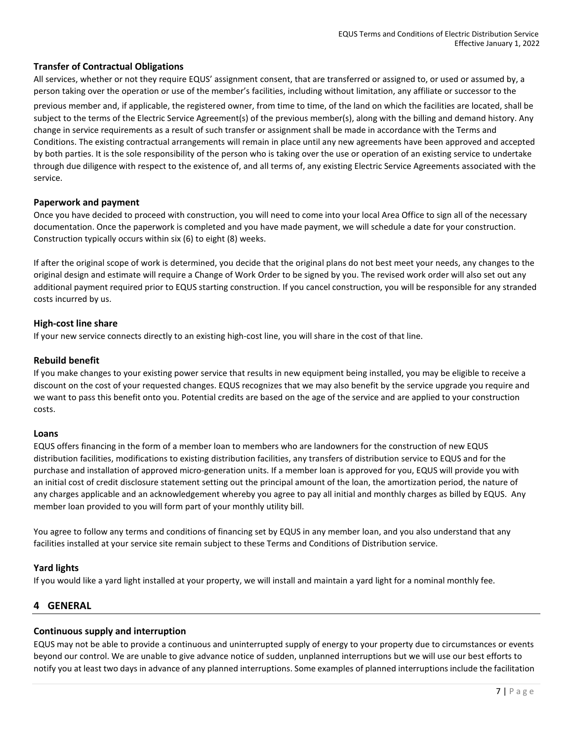### Transfer of Contractual Obligations

All services, whether or not they require EQUS' assignment consent, that are transferred or assigned to, or used or assumed by, a person taking over the operation or use of the member's facilities, including without limitation, any affiliate or successor to the previous member and, if applicable, the registered owner, from time to time, of the land on which the facilities are located, shall be subject to the terms of the Electric Service Agreement(s) of the previous member(s), along with the billing and demand history. Any change in service requirements as a result of such transfer or assignment shall be made in accordance with the Terms and Conditions. The existing contractual arrangements will remain in place until any new agreements have been approved and accepted by both parties. It is the sole responsibility of the person who is taking over the use or operation of an existing service to undertake through due diligence with respect to the existence of, and all terms of, any existing Electric Service Agreements associated with the service.

### Paperwork and payment

Once you have decided to proceed with construction, you will need to come into your local Area Office to sign all of the necessary documentation. Once the paperwork is completed and you have made payment, we will schedule a date for your construction. Construction typically occurs within six (6) to eight (8) weeks.

If after the original scope of work is determined, you decide that the original plans do not best meet your needs, any changes to the original design and estimate will require a Change of Work Order to be signed by you. The revised work order will also set out any additional payment required prior to EQUS starting construction. If you cancel construction, you will be responsible for any stranded costs incurred by us.

### High-cost line share

If your new service connects directly to an existing high-cost line, you will share in the cost of that line.

### Rebuild benefit

If you make changes to your existing power service that results in new equipment being installed, you may be eligible to receive a discount on the cost of your requested changes. EQUS recognizes that we may also benefit by the service upgrade you require and we want to pass this benefit onto you. Potential credits are based on the age of the service and are applied to your construction costs.

### Loans

EQUS offers financing in the form of a member loan to members who are landowners for the construction of new EQUS distribution facilities, modifications to existing distribution facilities, any transfers of distribution service to EQUS and for the purchase and installation of approved micro-generation units. If a member loan is approved for you, EQUS will provide you with an initial cost of credit disclosure statement setting out the principal amount of the loan, the amortization period, the nature of any charges applicable and an acknowledgement whereby you agree to pay all initial and monthly charges as billed by EQUS. Any member loan provided to you will form part of your monthly utility bill.

You agree to follow any terms and conditions of financing set by EQUS in any member loan, and you also understand that any facilities installed at your service site remain subject to these Terms and Conditions of Distribution service.

### Yard lights

If you would like a yard light installed at your property, we will install and maintain a yard light for a nominal monthly fee.

## 4 GENERAL

### Continuous supply and interruption

EQUS may not be able to provide a continuous and uninterrupted supply of energy to your property due to circumstances or events beyond our control. We are unable to give advance notice of sudden, unplanned interruptions but we will use our best efforts to notify you at least two days in advance of any planned interruptions. Some examples of planned interruptions include the facilitation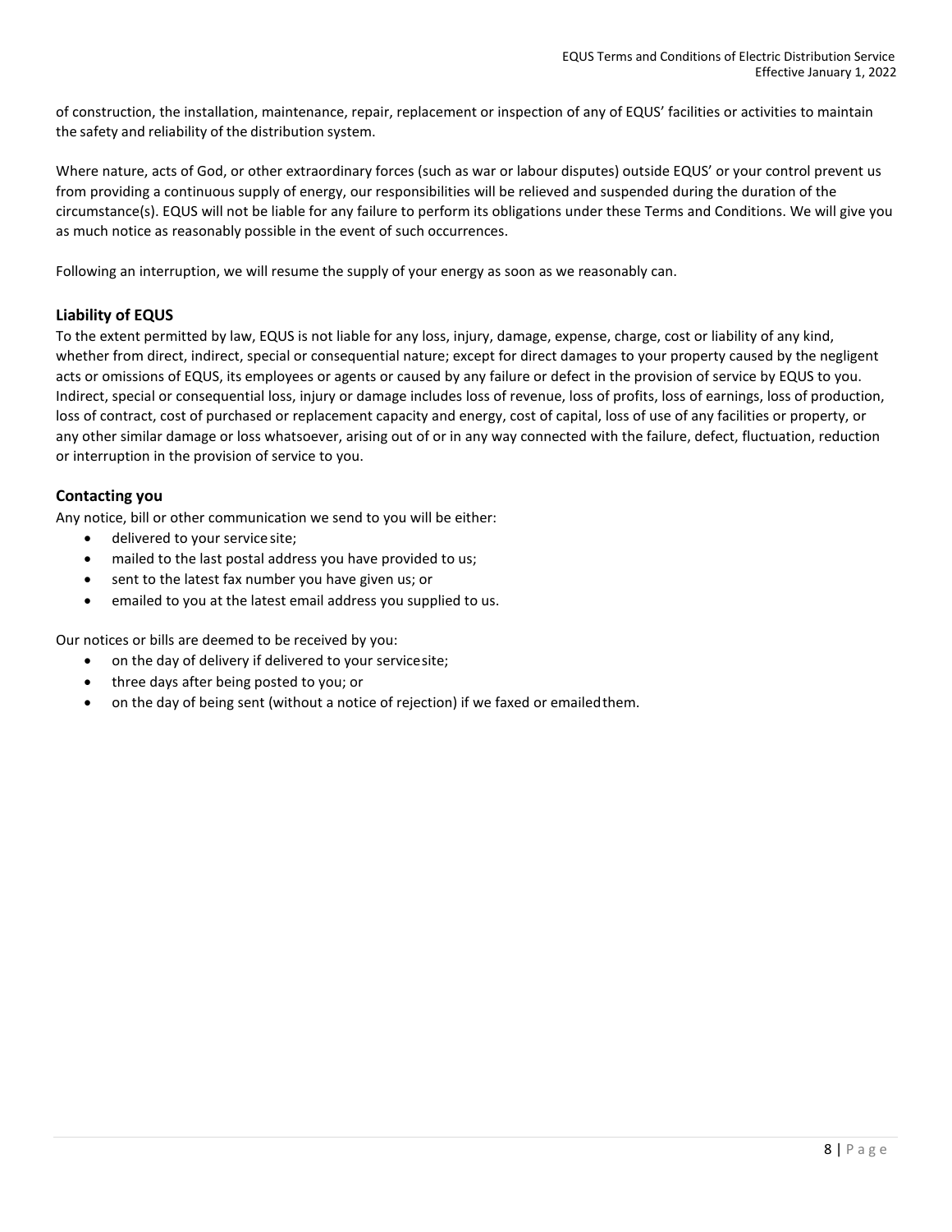of construction, the installation, maintenance, repair, replacement or inspection of any of EQUS' facilities or activities to maintain the safety and reliability of the distribution system.

Where nature, acts of God, or other extraordinary forces (such as war or labour disputes) outside EQUS' or your control prevent us from providing a continuous supply of energy, our responsibilities will be relieved and suspended during the duration of the circumstance(s). EQUS will not be liable for any failure to perform its obligations under these Terms and Conditions. We will give you as much notice as reasonably possible in the event of such occurrences.

Following an interruption, we will resume the supply of your energy as soon as we reasonably can.

### Liability of EQUS

To the extent permitted by law, EQUS is not liable for any loss, injury, damage, expense, charge, cost or liability of any kind, whether from direct, indirect, special or consequential nature; except for direct damages to your property caused by the negligent acts or omissions of EQUS, its employees or agents or caused by any failure or defect in the provision of service by EQUS to you. Indirect, special or consequential loss, injury or damage includes loss of revenue, loss of profits, loss of earnings, loss of production, loss of contract, cost of purchased or replacement capacity and energy, cost of capital, loss of use of any facilities or property, or any other similar damage or loss whatsoever, arising out of or in any way connected with the failure, defect, fluctuation, reduction or interruption in the provision of service to you.

### Contacting you

Any notice, bill or other communication we send to you will be either:

- delivered to your service site;
- mailed to the last postal address you have provided to us;
- sent to the latest fax number you have given us; or
- emailed to you at the latest email address you supplied to us.

Our notices or bills are deemed to be received by you:

- on the day of delivery if delivered to your service site;
- three days after being posted to you; or
- on the day of being sent (without a notice of rejection) if we faxed or emailed them.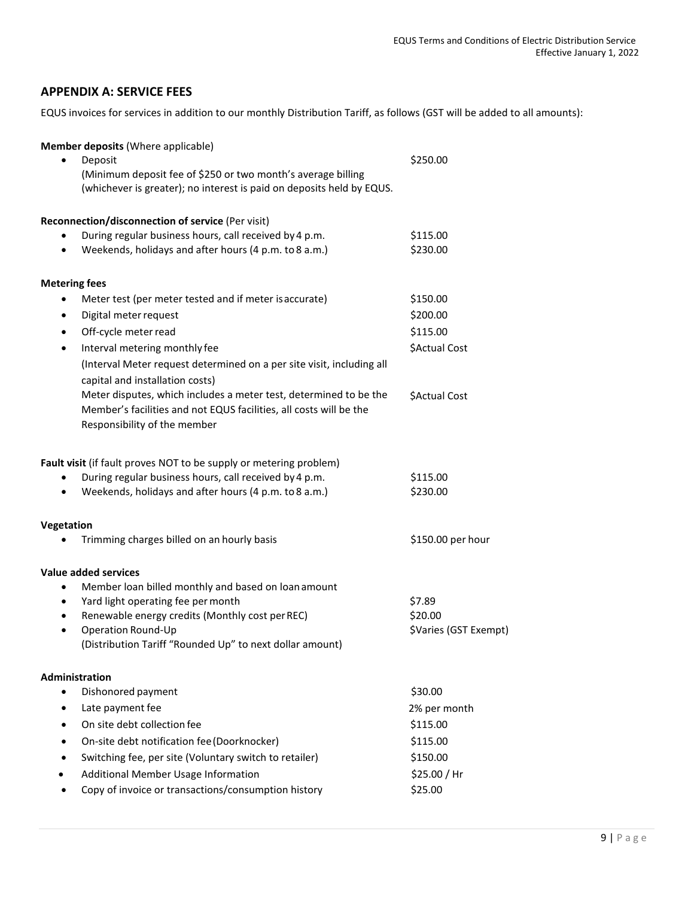## APPENDIX A: SERVICE FEES

EQUS invoices for services in addition to our monthly Distribution Tariff, as follows (GST will be added to all amounts):

**Member deposits** (Where applicable)

| | |
|---|---|
| • Deposit<br>(Minimum deposit fee of $250 or two month's average billing (whichever is greater); no interest is paid on deposits held by EQUS. | $250.00 |

**Reconnection/disconnection of service** (Per visit)

| | |
|---|---|
| • During regular business hours, call received by 4 p.m. | $115.00 |
| • Weekends, holidays and after hours (4 p.m. to 8 a.m.) | $230.00 |

**Metering fees**

| | |
|---|---|
| • Meter test (per meter tested and if meter is accurate) | $150.00 |
| • Digital meter request | $200.00 |
| • Off-cycle meter read | $115.00 |
| • Interval metering monthly fee<br>(Interval Meter request determined on a per site visit, including all capital and installation costs) | $Actual Cost |
| Meter disputes, which includes a meter test, determined to be the Member's facilities and not EQUS facilities, all costs will be the Responsibility of the member | $Actual Cost |

**Fault visit** (if fault proves NOT to be supply or metering problem)

| | |
|---|---|
| • During regular business hours, call received by 4 p.m. | $115.00 |
| • Weekends, holidays and after hours (4 p.m. to 8 a.m.) | $230.00 |

**Vegetation**

| | |
|---|---|
| • Trimming charges billed on an hourly basis | $150.00 per hour |

**Value added services**

| | |
|---|---|
| • Member loan billed monthly and based on loan amount | |
| • Yard light operating fee per month | $7.89 |
| • Renewable energy credits (Monthly cost per REC) | $20.00 |
| • Operation Round-Up<br>(Distribution Tariff "Rounded Up" to next dollar amount) | $Varies (GST Exempt) |

**Administration**

| | |
|---|---|
| • Dishonored payment | $30.00 |
| • Late payment fee | 2% per month |
| • On site debt collection fee | $115.00 |
| • On-site debt notification fee (Doorknocker) | $115.00 |
| • Switching fee, per site (Voluntary switch to retailer) | $150.00 |
| • Additional Member Usage Information | $25.00 / Hr |
| • Copy of invoice or transactions/consumption history | $25.00 |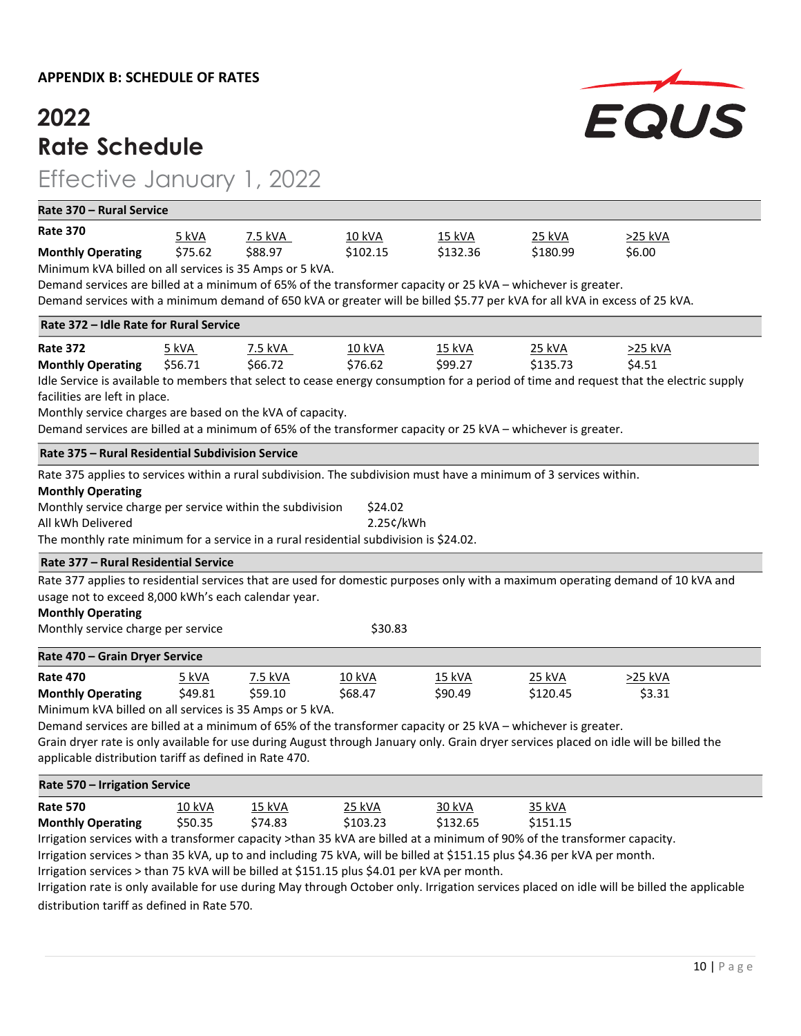**APPENDIX B: SCHEDULE OF RATES**

# 2022
# Rate Schedule

## Effective January 1, 2022

### Rate 370 – Rural Service

| Rate 370 | 5 kVA | 7.5 kVA | 10 kVA | 15 kVA | 25 kVA | >25 kVA |
|---|---|---|---|---|---|---|
| **Monthly Operating** | $75.62 | $88.97 | $102.15 | $132.36 | $180.99 | $6.00 |

Minimum kVA billed on all services is 35 Amps or 5 kVA.

Demand services are billed at a minimum of 65% of the transformer capacity or 25 kVA – whichever is greater.

Demand services with a minimum demand of 650 kVA or greater will be billed $5.77 per kVA for all kVA in excess of 25 kVA.

### Rate 372 – Idle Rate for Rural Service

| Rate 372 | 5 kVA | 7.5 kVA | 10 kVA | 15 kVA | 25 kVA | >25 kVA |
|---|---|---|---|---|---|---|
| **Monthly Operating** | $56.71 | $66.72 | $76.62 | $99.27 | $135.73 | $4.51 |

Idle Service is available to members that select to cease energy consumption for a period of time and request that the electric supply facilities are left in place.

Monthly service charges are based on the kVA of capacity.

Demand services are billed at a minimum of 65% of the transformer capacity or 25 kVA – whichever is greater.

### Rate 375 – Rural Residential Subdivision Service

Rate 375 applies to services within a rural subdivision. The subdivision must have a minimum of 3 services within.

**Monthly Operating**

| | |
|---|---|
| Monthly service charge per service within the subdivision | $24.02 |
| All kWh Delivered | 2.25¢/kWh |

The monthly rate minimum for a service in a rural residential subdivision is $24.02.

### Rate 377 – Rural Residential Service

Rate 377 applies to residential services that are used for domestic purposes only with a maximum operating demand of 10 kVA and usage not to exceed 8,000 kWh's each calendar year.

**Monthly Operating**

| | |
|---|---|
| Monthly service charge per service | $30.83 |

### Rate 470 – Grain Dryer Service

| Rate 470 | 5 kVA | 7.5 kVA | 10 kVA | 15 kVA | 25 kVA | >25 kVA |
|---|---|---|---|---|---|---|
| **Monthly Operating** | $49.81 | $59.10 | $68.47 | $90.49 | $120.45 | $3.31 |

Minimum kVA billed on all services is 35 Amps or 5 kVA.

Demand services are billed at a minimum of 65% of the transformer capacity or 25 kVA – whichever is greater.

Grain dryer rate is only available for use during August through January only. Grain dryer services placed on idle will be billed the applicable distribution tariff as defined in Rate 470.

### Rate 570 – Irrigation Service

| Rate 570 | 10 kVA | 15 kVA | 25 kVA | 30 kVA | 35 kVA |
|---|---|---|---|---|---|
| **Monthly Operating** | $50.35 | $74.83 | $103.23 | $132.65 | $151.15 |

Irrigation services with a transformer capacity >than 35 kVA are billed at a minimum of 90% of the transformer capacity.

Irrigation services > than 35 kVA, up to and including 75 kVA, will be billed at $151.15 plus $4.36 per kVA per month.

Irrigation services > than 75 kVA will be billed at $151.15 plus $4.01 per kVA per month.

Irrigation rate is only available for use during May through October only. Irrigation services placed on idle will be billed the applicable distribution tariff as defined in Rate 570.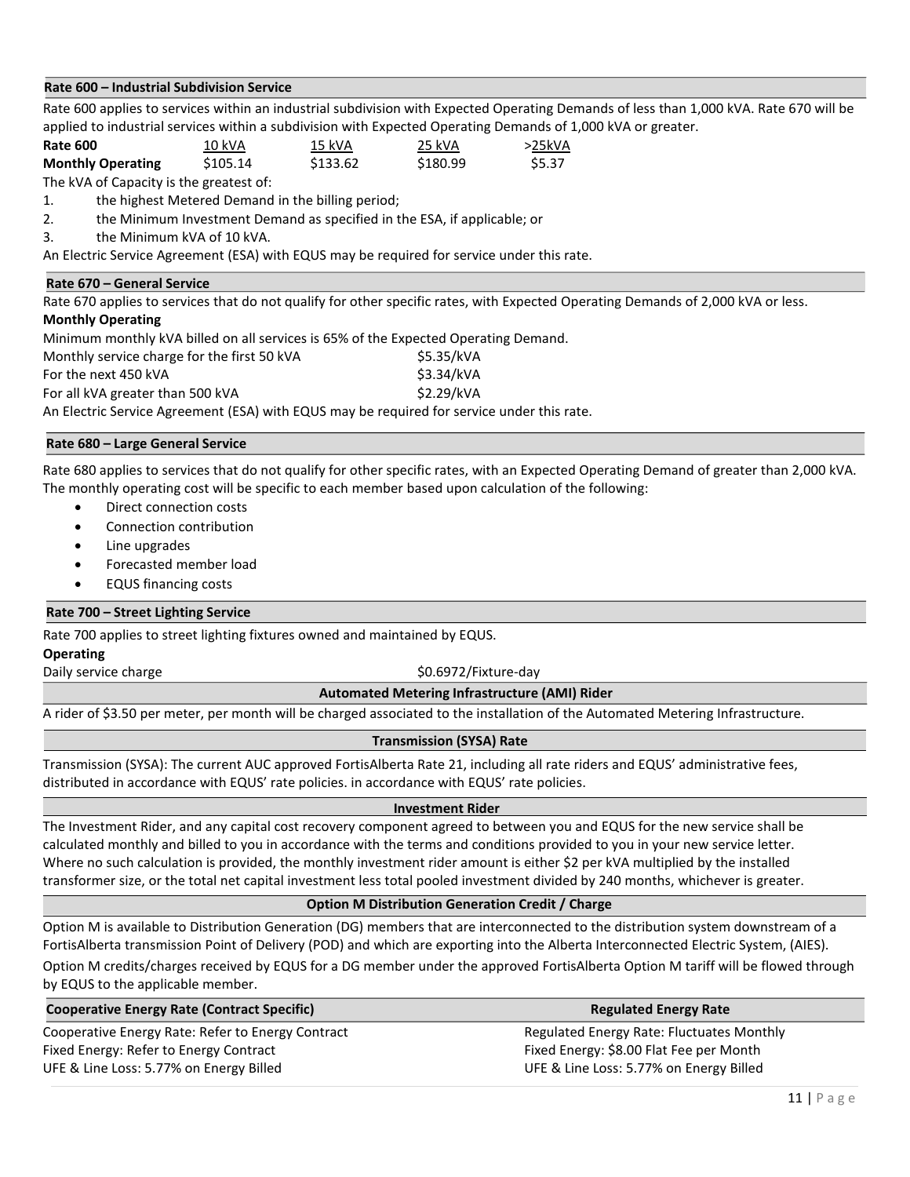### Rate 600 – Industrial Subdivision Service

Rate 600 applies to services within an industrial subdivision with Expected Operating Demands of less than 1,000 kVA. Rate 670 will be applied to industrial services within a subdivision with Expected Operating Demands of 1,000 kVA or greater.

| Rate 600 | 10 kVA | 15 kVA | 25 kVA | >25kVA |
|---|---|---|---|---|
| **Monthly Operating** | $105.14 | $133.62 | $180.99 | $5.37 |

The kVA of Capacity is the greatest of:

1. the highest Metered Demand in the billing period;
2. the Minimum Investment Demand as specified in the ESA, if applicable; or
3. the Minimum kVA of 10 kVA.

An Electric Service Agreement (ESA) with EQUS may be required for service under this rate.

### Rate 670 – General Service

Rate 670 applies to services that do not qualify for other specific rates, with Expected Operating Demands of 2,000 kVA or less.

**Monthly Operating**

Minimum monthly kVA billed on all services is 65% of the Expected Operating Demand.

| | |
|---|---|
| Monthly service charge for the first 50 kVA | $5.35/kVA |
| For the next 450 kVA | $3.34/kVA |
| For all kVA greater than 500 kVA | $2.29/kVA |

An Electric Service Agreement (ESA) with EQUS may be required for service under this rate.

### Rate 680 – Large General Service

Rate 680 applies to services that do not qualify for other specific rates, with an Expected Operating Demand of greater than 2,000 kVA. The monthly operating cost will be specific to each member based upon calculation of the following:

- Direct connection costs
- Connection contribution
- Line upgrades
- Forecasted member load
- EQUS financing costs

### Rate 700 – Street Lighting Service

Rate 700 applies to street lighting fixtures owned and maintained by EQUS.

**Operating**

Daily service charge $0.6972/Fixture-day

### Automated Metering Infrastructure (AMI) Rider

A rider of $3.50 per meter, per month will be charged associated to the installation of the Automated Metering Infrastructure.

### Transmission (SYSA) Rate

Transmission (SYSA): The current AUC approved FortisAlberta Rate 21, including all rate riders and EQUS' administrative fees, distributed in accordance with EQUS' rate policies. in accordance with EQUS' rate policies.

### Investment Rider

The Investment Rider, and any capital cost recovery component agreed to between you and EQUS for the new service shall be calculated monthly and billed to you in accordance with the terms and conditions provided to you in your new service letter. Where no such calculation is provided, the monthly investment rider amount is either $2 per kVA multiplied by the installed transformer size, or the total net capital investment less total pooled investment divided by 240 months, whichever is greater.

### Option M Distribution Generation Credit / Charge

Option M is available to Distribution Generation (DG) members that are interconnected to the distribution system downstream of a FortisAlberta transmission Point of Delivery (POD) and which are exporting into the Alberta Interconnected Electric System, (AIES).

Option M credits/charges received by EQUS for a DG member under the approved FortisAlberta Option M tariff will be flowed through by EQUS to the applicable member.

| Cooperative Energy Rate (Contract Specific) | Regulated Energy Rate |
|---|---|
| Cooperative Energy Rate: Refer to Energy Contract | Regulated Energy Rate: Fluctuates Monthly |
| Fixed Energy: Refer to Energy Contract | Fixed Energy: $8.00 Flat Fee per Month |
| UFE & Line Loss: 5.77% on Energy Billed | UFE & Line Loss: 5.77% on Energy Billed |